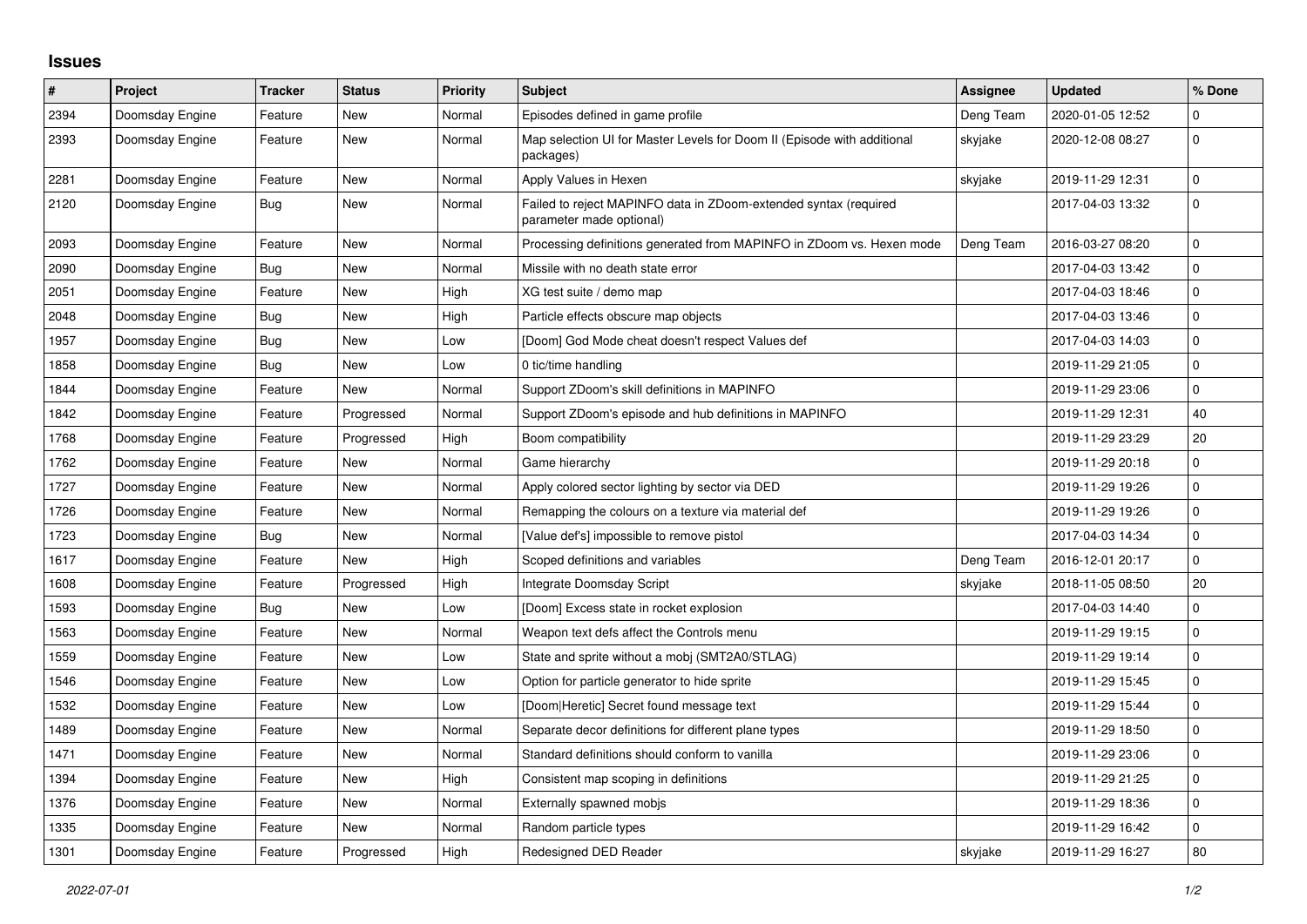# Issues

| # | Project | Tracker | Status | Priority | Subject | Assignee | Updated | % Done |
|---|---|---|---|---|---|---|---|---|
| 2394 | Doomsday Engine | Feature | New | Normal | Episodes defined in game profile | Deng Team | 2020-01-05 12:52 | 0 |
| 2393 | Doomsday Engine | Feature | New | Normal | Map selection UI for Master Levels for Doom II (Episode with additional packages) | skyjake | 2020-12-08 08:27 | 0 |
| 2281 | Doomsday Engine | Feature | New | Normal | Apply Values in Hexen | skyjake | 2019-11-29 12:31 | 0 |
| 2120 | Doomsday Engine | Bug | New | Normal | Failed to reject MAPINFO data in ZDoom-extended syntax (required parameter made optional) | | 2017-04-03 13:32 | 0 |
| 2093 | Doomsday Engine | Feature | New | Normal | Processing definitions generated from MAPINFO in ZDoom vs. Hexen mode | Deng Team | 2016-03-27 08:20 | 0 |
| 2090 | Doomsday Engine | Bug | New | Normal | Missile with no death state error | | 2017-04-03 13:42 | 0 |
| 2051 | Doomsday Engine | Feature | New | High | XG test suite / demo map | | 2017-04-03 18:46 | 0 |
| 2048 | Doomsday Engine | Bug | New | High | Particle effects obscure map objects | | 2017-04-03 13:46 | 0 |
| 1957 | Doomsday Engine | Bug | New | Low | [Doom] God Mode cheat doesn't respect Values def | | 2017-04-03 14:03 | 0 |
| 1858 | Doomsday Engine | Bug | New | Low | 0 tic/time handling | | 2019-11-29 21:05 | 0 |
| 1844 | Doomsday Engine | Feature | New | Normal | Support ZDoom's skill definitions in MAPINFO | | 2019-11-29 23:06 | 0 |
| 1842 | Doomsday Engine | Feature | Progressed | Normal | Support ZDoom's episode and hub definitions in MAPINFO | | 2019-11-29 12:31 | 40 |
| 1768 | Doomsday Engine | Feature | Progressed | High | Boom compatibility | | 2019-11-29 23:29 | 20 |
| 1762 | Doomsday Engine | Feature | New | Normal | Game hierarchy | | 2019-11-29 20:18 | 0 |
| 1727 | Doomsday Engine | Feature | New | Normal | Apply colored sector lighting by sector via DED | | 2019-11-29 19:26 | 0 |
| 1726 | Doomsday Engine | Feature | New | Normal | Remapping the colours on a texture via material def | | 2019-11-29 19:26 | 0 |
| 1723 | Doomsday Engine | Bug | New | Normal | [Value def's] impossible to remove pistol | | 2017-04-03 14:34 | 0 |
| 1617 | Doomsday Engine | Feature | New | High | Scoped definitions and variables | Deng Team | 2016-12-01 20:17 | 0 |
| 1608 | Doomsday Engine | Feature | Progressed | High | Integrate Doomsday Script | skyjake | 2018-11-05 08:50 | 20 |
| 1593 | Doomsday Engine | Bug | New | Low | [Doom] Excess state in rocket explosion | | 2017-04-03 14:40 | 0 |
| 1563 | Doomsday Engine | Feature | New | Normal | Weapon text defs affect the Controls menu | | 2019-11-29 19:15 | 0 |
| 1559 | Doomsday Engine | Feature | New | Low | State and sprite without a mobj (SMT2A0/STLAG) | | 2019-11-29 19:14 | 0 |
| 1546 | Doomsday Engine | Feature | New | Low | Option for particle generator to hide sprite | | 2019-11-29 15:45 | 0 |
| 1532 | Doomsday Engine | Feature | New | Low | [Doom\|Heretic] Secret found message text | | 2019-11-29 15:44 | 0 |
| 1489 | Doomsday Engine | Feature | New | Normal | Separate decor definitions for different plane types | | 2019-11-29 18:50 | 0 |
| 1471 | Doomsday Engine | Feature | New | Normal | Standard definitions should conform to vanilla | | 2019-11-29 23:06 | 0 |
| 1394 | Doomsday Engine | Feature | New | High | Consistent map scoping in definitions | | 2019-11-29 21:25 | 0 |
| 1376 | Doomsday Engine | Feature | New | Normal | Externally spawned mobjs | | 2019-11-29 18:36 | 0 |
| 1335 | Doomsday Engine | Feature | New | Normal | Random particle types | | 2019-11-29 16:42 | 0 |
| 1301 | Doomsday Engine | Feature | Progressed | High | Redesigned DED Reader | skyjake | 2019-11-29 16:27 | 80 |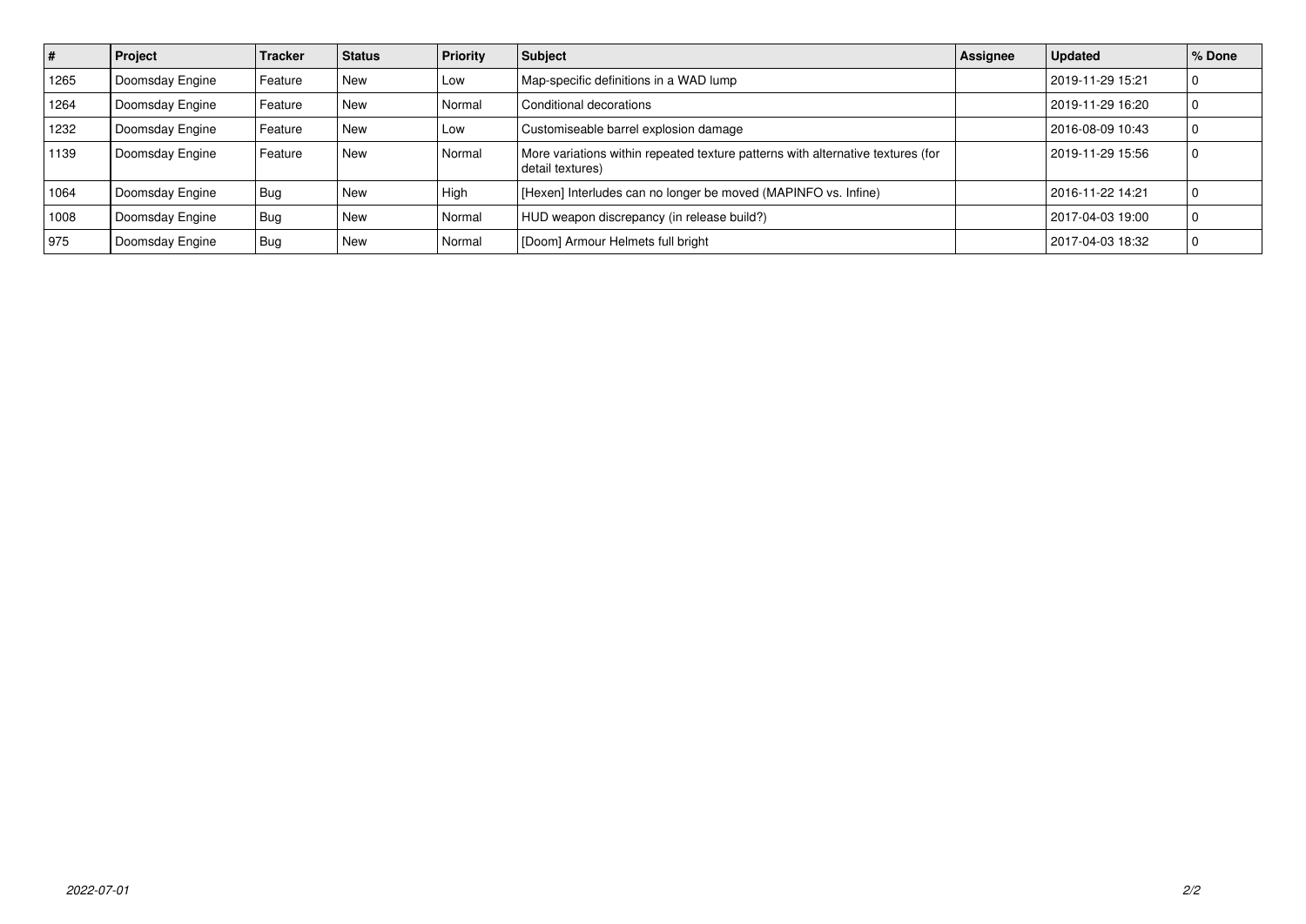| # | Project | Tracker | Status | Priority | Subject | Assignee | Updated | % Done |
|---|---|---|---|---|---|---|---|---|
| 1265 | Doomsday Engine | Feature | New | Low | Map-specific definitions in a WAD lump | | 2019-11-29 15:21 | 0 |
| 1264 | Doomsday Engine | Feature | New | Normal | Conditional decorations | | 2019-11-29 16:20 | 0 |
| 1232 | Doomsday Engine | Feature | New | Low | Customiseable barrel explosion damage | | 2016-08-09 10:43 | 0 |
| 1139 | Doomsday Engine | Feature | New | Normal | More variations within repeated texture patterns with alternative textures (for detail textures) | | 2019-11-29 15:56 | 0 |
| 1064 | Doomsday Engine | Bug | New | High | [Hexen] Interludes can no longer be moved (MAPINFO vs. Infine) | | 2016-11-22 14:21 | 0 |
| 1008 | Doomsday Engine | Bug | New | Normal | HUD weapon discrepancy (in release build?) | | 2017-04-03 19:00 | 0 |
| 975 | Doomsday Engine | Bug | New | Normal | [Doom] Armour Helmets full bright | | 2017-04-03 18:32 | 0 |

*2022-07-01*